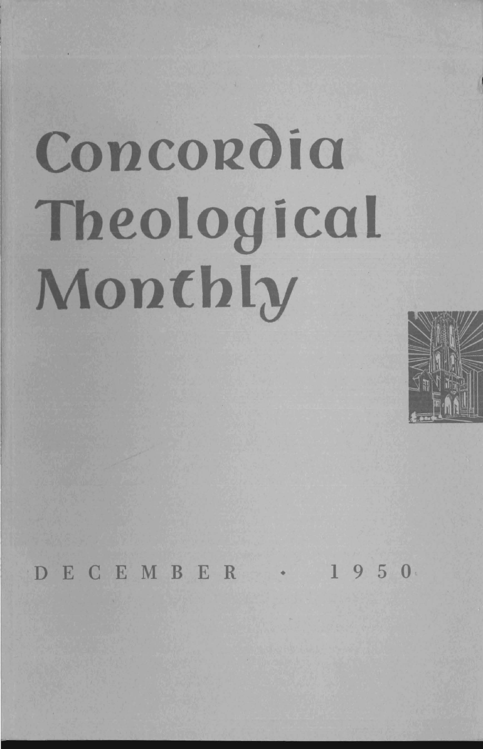# Concordia Theological Monthly

DECEMBER · 1950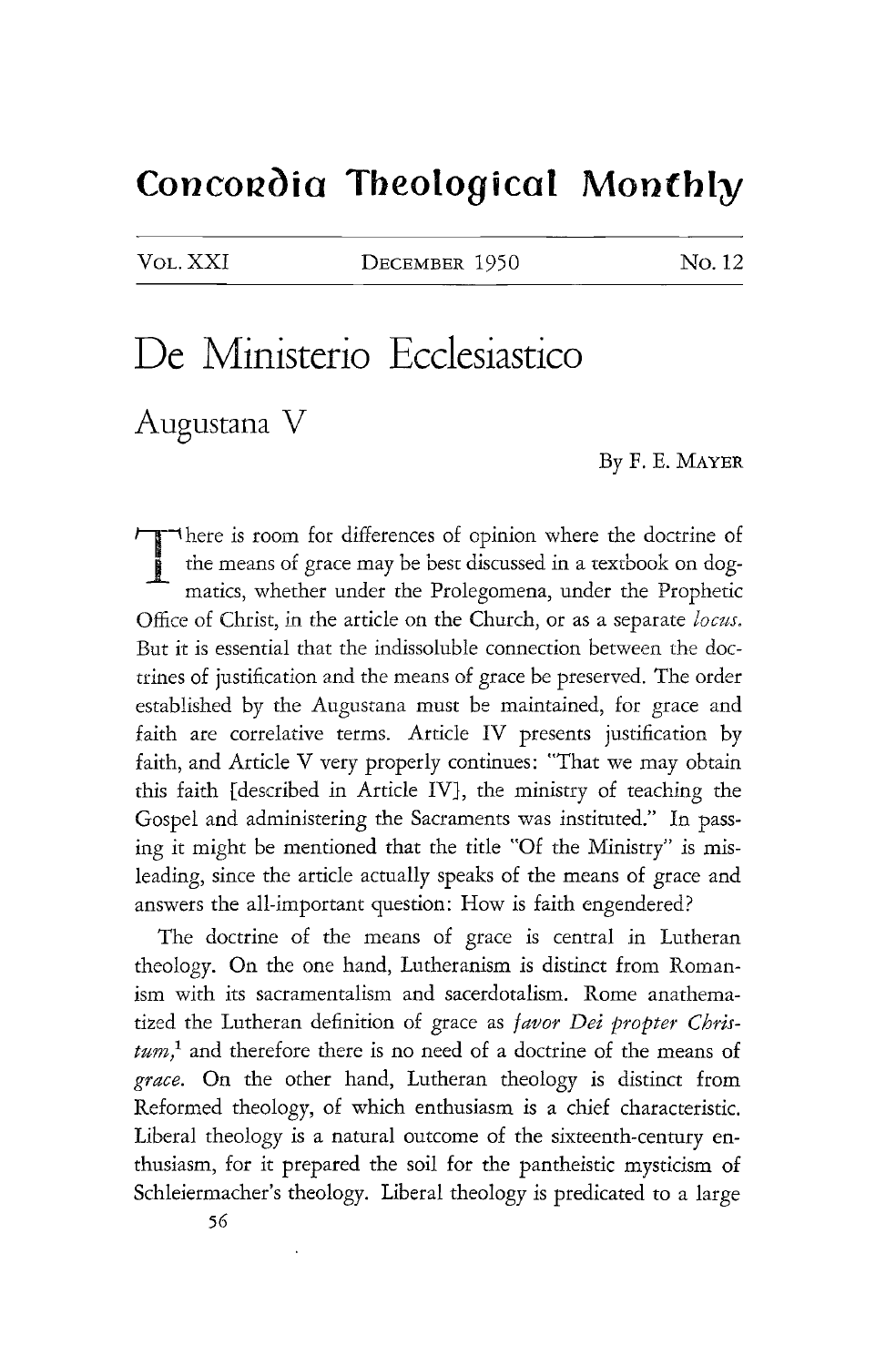# De Ministerio Ecclesiastico

## Augustana V

By F. E. MAYER

There is room for differences of opinion where the doctrine of the means of grace may be best discussed in a textbook on dogmatics, whether under the Prolegomena, under the Prophetic Office of Christ, in the article on the Church, or as a separate *locus*. But it is essential that the indissoluble connection between the doctrines of justification and the means of grace be preserved. The order established by the Augustana must be maintained, for grace and faith are correlative terms. Article IV presents justification by faith, and Article V very properly continues: "That we may obtain this faith [described in Article IV], the ministry of teaching the Gospel and administering the Sacraments was instituted." In passing it might be mentioned that the title "Of the Ministry" is misleading, since the article actually speaks of the means of grace and answers the all-important question: How is faith engendered?

The doctrine of the means of grace is central in Lutheran theology. On the one hand, Lutheranism is distinct from Romanism with its sacramentalism and sacerdotalism. Rome anathematized the Lutheran definition of grace as *favor Dei propter Christum*,[1] and therefore there is no need of a doctrine of the means of *grace*. On the other hand, Lutheran theology is distinct from Reformed theology, of which enthusiasm is a chief characteristic. Liberal theology is a natural outcome of the sixteenth-century enthusiasm, for it prepared the soil for the pantheistic mysticism of Schleiermacher's theology. Liberal theology is predicated to a large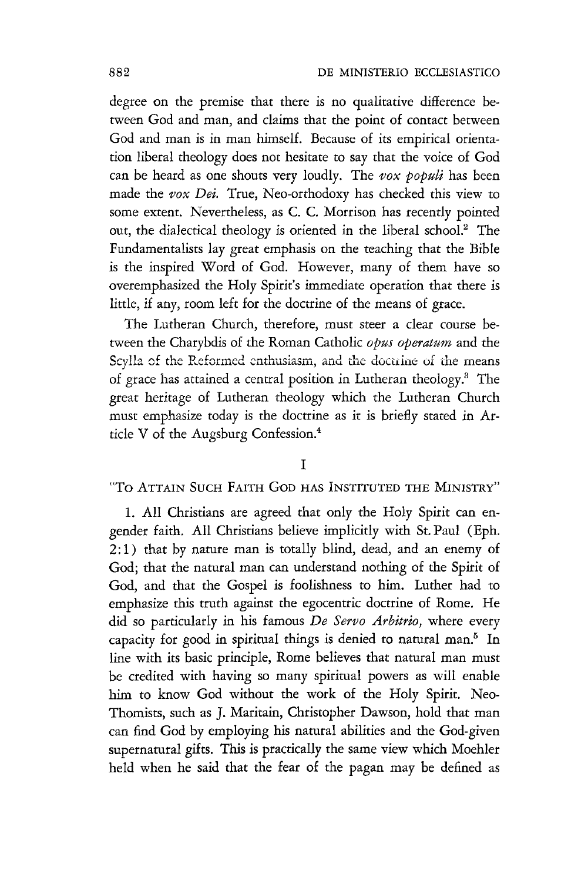degree on the premise that there is no qualitative difference between God and man, and claims that the point of contact between God and man is in man himself. Because of its empirical orientation liberal theology does not hesitate to say that the voice of God can be heard as one shouts very loudly. The *vox populi* has been made the *vox Dei.* True, Neo-orthodoxy has checked this view to some extent. Nevertheless, as C. C. Morrison has recently pointed out, the dialectical theology is oriented in the liberal school.[2] The Fundamentalists lay great emphasis on the teaching that the Bible is the inspired Word of God. However, many of them have so overemphasized the Holy Spirit's immediate operation that there is little, if any, room left for the doctrine of the means of grace.

The Lutheran Church, therefore, must steer a clear course between the Charybdis of the Roman Catholic *opus operatum* and the Scylla of the Reformed enthusiasm, and the doctrine of the means of grace has attained a central position in Lutheran theology.[3] The great heritage of Lutheran theology which the Lutheran Church must emphasize today is the doctrine as it is briefly stated in Article V of the Augsburg Confession.[4]

## I

### "To Attain Such Faith God has Instituted the Ministry"

1. All Christians are agreed that only the Holy Spirit can engender faith. All Christians believe implicitly with St. Paul (Eph. 2:1) that by nature man is totally blind, dead, and an enemy of God; that the natural man can understand nothing of the Spirit of God, and that the Gospel is foolishness to him. Luther had to emphasize this truth against the egocentric doctrine of Rome. He did so particularly in his famous *De Servo Arbitrio,* where every capacity for good in spiritual things is denied to natural man.[5] In line with its basic principle, Rome believes that natural man must be credited with having so many spiritual powers as will enable him to know God without the work of the Holy Spirit. Neo-Thomists, such as J. Maritain, Christopher Dawson, hold that man can find God by employing his natural abilities and the God-given supernatural gifts. This is practically the same view which Moehler held when he said that the fear of the pagan may be defined as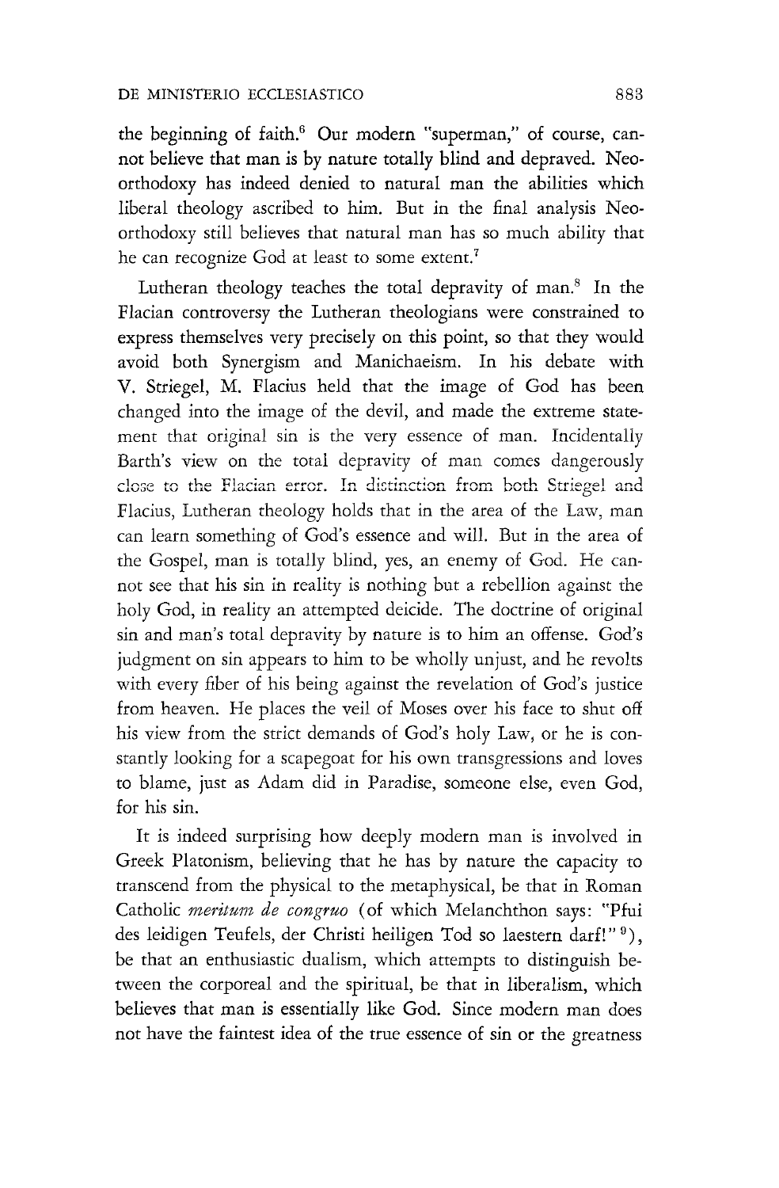the beginning of faith.[6] Our modern "superman," of course, cannot believe that man is by nature totally blind and depraved. Neo-orthodoxy has indeed denied to natural man the abilities which liberal theology ascribed to him. But in the final analysis Neo-orthodoxy still believes that natural man has so much ability that he can recognize God at least to some extent.[7]

Lutheran theology teaches the total depravity of man.[8] In the Flacian controversy the Lutheran theologians were constrained to express themselves very precisely on this point, so that they would avoid both Synergism and Manichaeism. In his debate with V. Striegel, M. Flacius held that the image of God has been changed into the image of the devil, and made the extreme statement that original sin is the very essence of man. Incidentally Barth's view on the total depravity of man comes dangerously close to the Flacian error. In distinction from both Striegel and Flacius, Lutheran theology holds that in the area of the Law, man can learn something of God's essence and will. But in the area of the Gospel, man is totally blind, yes, an enemy of God. He cannot see that his sin in reality is nothing but a rebellion against the holy God, in reality an attempted deicide. The doctrine of original sin and man's total depravity by nature is to him an offense. God's judgment on sin appears to him to be wholly unjust, and he revolts with every fiber of his being against the revelation of God's justice from heaven. He places the veil of Moses over his face to shut off his view from the strict demands of God's holy Law, or he is constantly looking for a scapegoat for his own transgressions and loves to blame, just as Adam did in Paradise, someone else, even God, for his sin.

It is indeed surprising how deeply modern man is involved in Greek Platonism, believing that he has by nature the capacity to transcend from the physical to the metaphysical, be that in Roman Catholic *meritum de congruo* (of which Melanchthon says: "Pfui des leidigen Teufels, der Christi heiligen Tod so laestern darf!"[9]), be that an enthusiastic dualism, which attempts to distinguish between the corporeal and the spiritual, be that in liberalism, which believes that man is essentially like God. Since modern man does not have the faintest idea of the true essence of sin or the greatness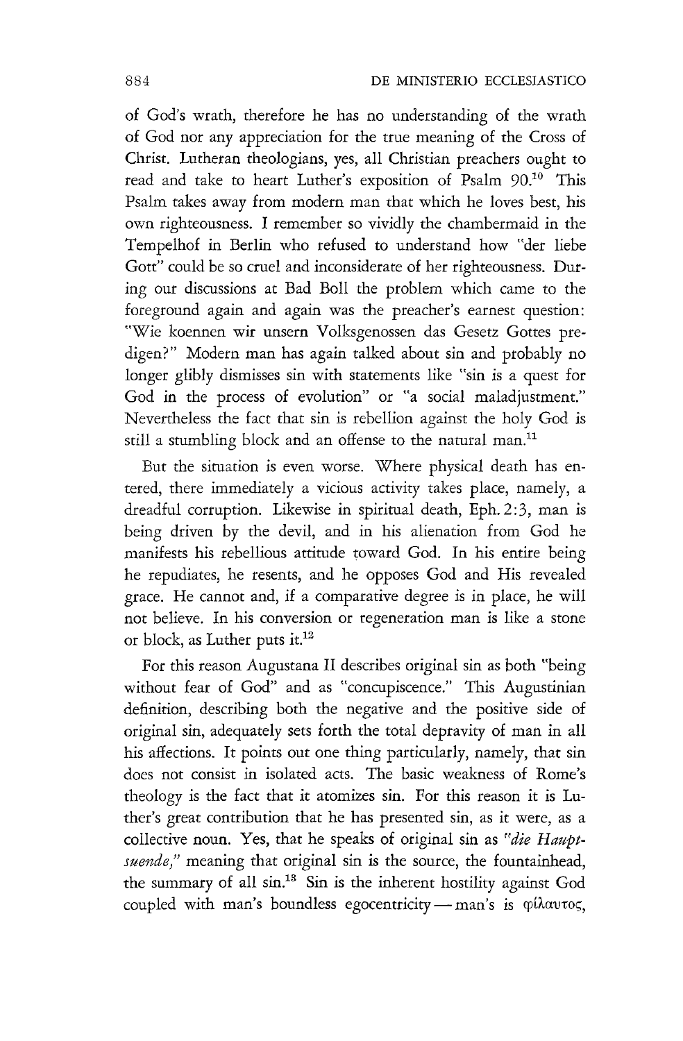of God's wrath, therefore he has no understanding of the wrath of God nor any appreciation for the true meaning of the Cross of Christ. Lutheran theologians, yes, all Christian preachers ought to read and take to heart Luther's exposition of Psalm 90.[10] This Psalm takes away from modern man that which he loves best, his own righteousness. I remember so vividly the chambermaid in the Tempelhof in Berlin who refused to understand how "der liebe Gott" could be so cruel and inconsiderate of her righteousness. During our discussions at Bad Boll the problem which came to the foreground again and again was the preacher's earnest question: "Wie koennen wir unsern Volksgenossen das Gesetz Gottes predigen?" Modern man has again talked about sin and probably no longer glibly dismisses sin with statements like "sin is a quest for God in the process of evolution" or "a social maladjustment." Nevertheless the fact that sin is rebellion against the holy God is still a stumbling block and an offense to the natural man.[11]

But the situation is even worse. Where physical death has entered, there immediately a vicious activity takes place, namely, a dreadful corruption. Likewise in spiritual death, Eph. 2:3, man is being driven by the devil, and in his alienation from God he manifests his rebellious attitude toward God. In his entire being he repudiates, he resents, and he opposes God and His revealed grace. He cannot and, if a comparative degree is in place, he will not believe. In his conversion or regeneration man is like a stone or block, as Luther puts it.[12]

For this reason Augustana II describes original sin as both "being without fear of God" and as "concupiscence." This Augustinian definition, describing both the negative and the positive side of original sin, adequately sets forth the total depravity of man in all his affections. It points out one thing particularly, namely, that sin does not consist in isolated acts. The basic weakness of Rome's theology is the fact that it atomizes sin. For this reason it is Luther's great contribution that he has presented sin, as it were, as a collective noun. Yes, that he speaks of original sin as *"die Hauptsuende,"* meaning that original sin is the source, the fountainhead, the summary of all sin.[13] Sin is the inherent hostility against God coupled with man's boundless egocentricity — man's is φίλαυτος,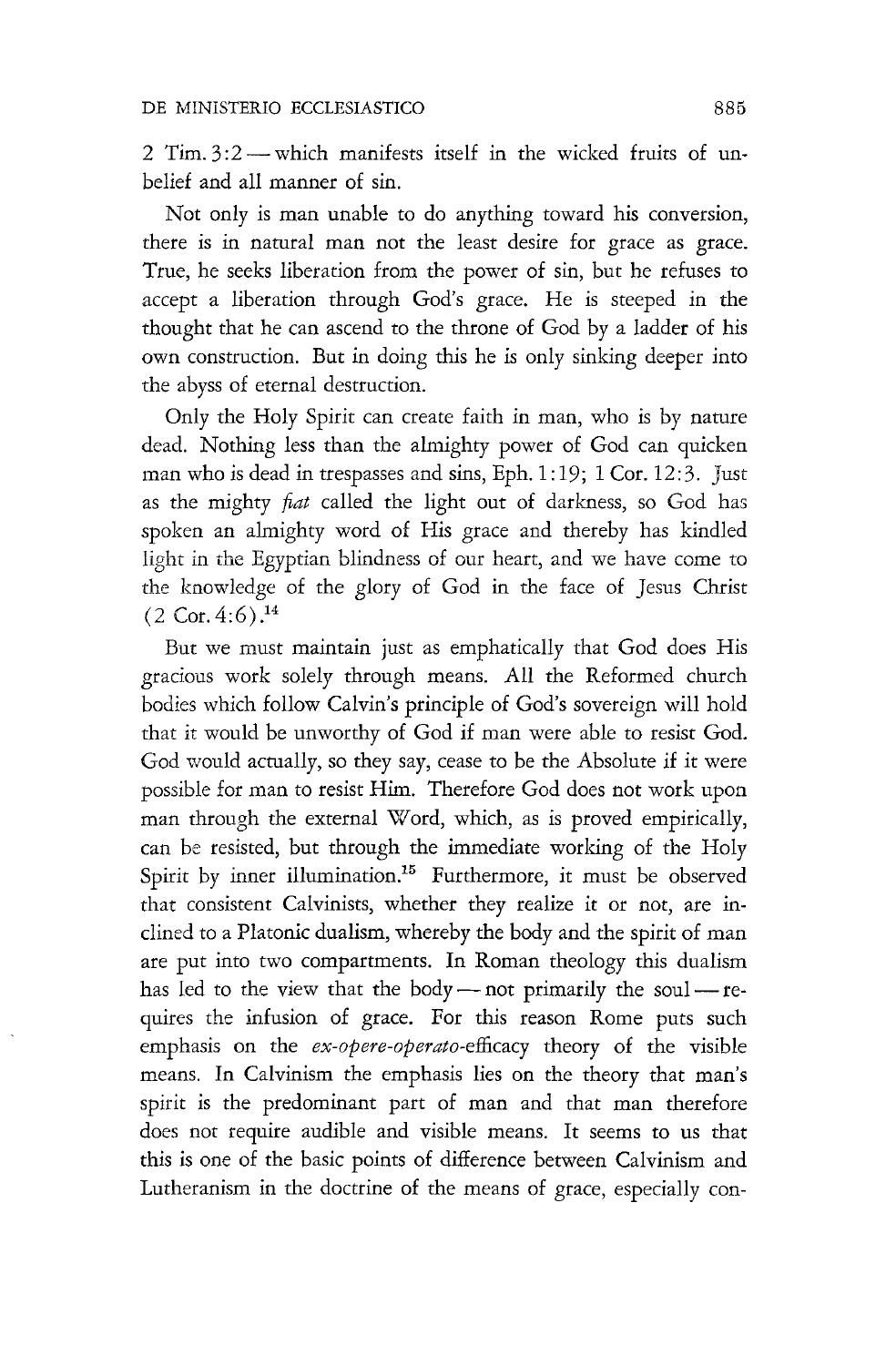2 Tim. 3:2 — which manifests itself in the wicked fruits of unbelief and all manner of sin.

Not only is man unable to do anything toward his conversion, there is in natural man not the least desire for grace as grace. True, he seeks liberation from the power of sin, but he refuses to accept a liberation through God's grace. He is steeped in the thought that he can ascend to the throne of God by a ladder of his own construction. But in doing this he is only sinking deeper into the abyss of eternal destruction.

Only the Holy Spirit can create faith in man, who is by nature dead. Nothing less than the almighty power of God can quicken man who is dead in trespasses and sins, Eph. 1:19; 1 Cor. 12:3. Just as the mighty *fiat* called the light out of darkness, so God has spoken an almighty word of His grace and thereby has kindled light in the Egyptian blindness of our heart, and we have come to the knowledge of the glory of God in the face of Jesus Christ (2 Cor. 4:6).[14]

But we must maintain just as emphatically that God does His gracious work solely through means. All the Reformed church bodies which follow Calvin's principle of God's sovereign will hold that it would be unworthy of God if man were able to resist God. God would actually, so they say, cease to be the Absolute if it were possible for man to resist Him. Therefore God does not work upon man through the external Word, which, as is proved empirically, can be resisted, but through the immediate working of the Holy Spirit by inner illumination.[15] Furthermore, it must be observed that consistent Calvinists, whether they realize it or not, are inclined to a Platonic dualism, whereby the body and the spirit of man are put into two compartments. In Roman theology this dualism has led to the view that the body — not primarily the soul — requires the infusion of grace. For this reason Rome puts such emphasis on the *ex-opere-operato*-efficacy theory of the visible means. In Calvinism the emphasis lies on the theory that man's spirit is the predominant part of man and that man therefore does not require audible and visible means. It seems to us that this is one of the basic points of difference between Calvinism and Lutheranism in the doctrine of the means of grace, especially con-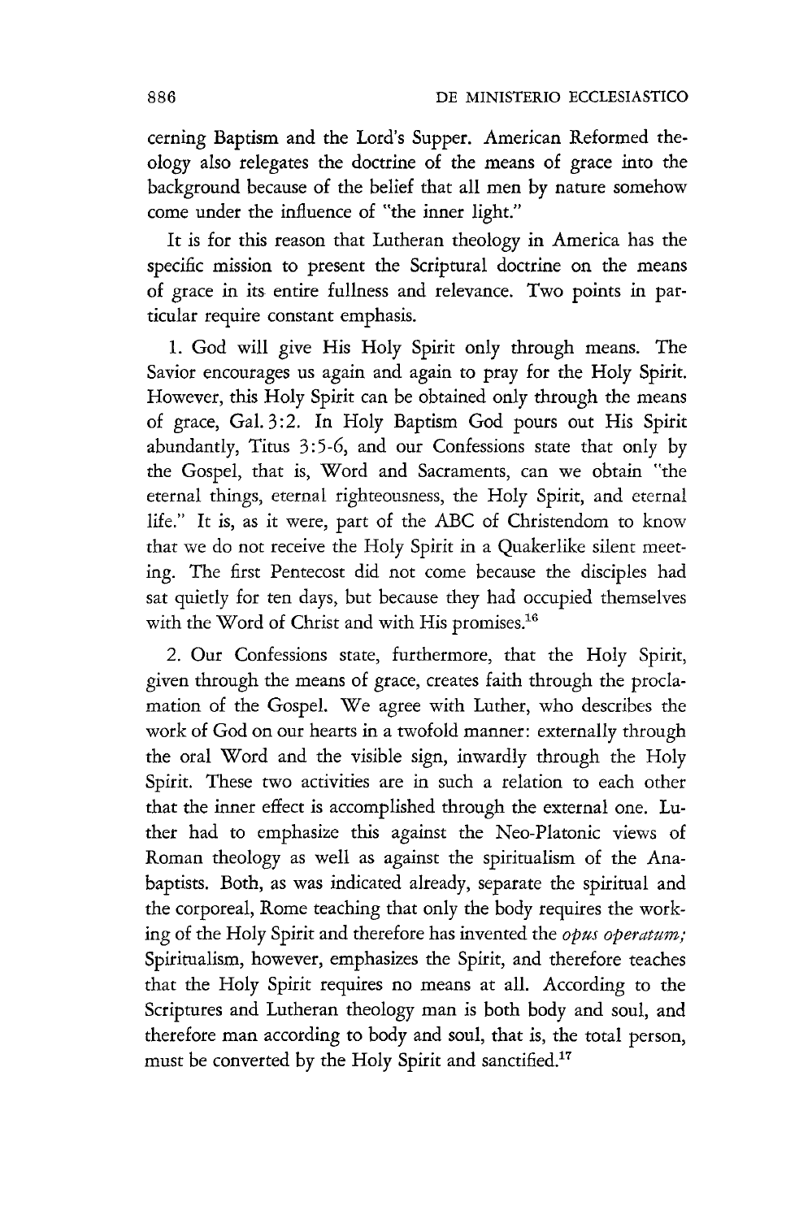cerning Baptism and the Lord's Supper. American Reformed theology also relegates the doctrine of the means of grace into the background because of the belief that all men by nature somehow come under the influence of "the inner light."

It is for this reason that Lutheran theology in America has the specific mission to present the Scriptural doctrine on the means of grace in its entire fullness and relevance. Two points in particular require constant emphasis.

1. God will give His Holy Spirit only through means. The Savior encourages us again and again to pray for the Holy Spirit. However, this Holy Spirit can be obtained only through the means of grace, Gal. 3:2. In Holy Baptism God pours out His Spirit abundantly, Titus 3:5-6, and our Confessions state that only by the Gospel, that is, Word and Sacraments, can we obtain "the eternal things, eternal righteousness, the Holy Spirit, and eternal life." It is, as it were, part of the ABC of Christendom to know that we do not receive the Holy Spirit in a Quakerlike silent meeting. The first Pentecost did not come because the disciples had sat quietly for ten days, but because they had occupied themselves with the Word of Christ and with His promises.[16]

2. Our Confessions state, furthermore, that the Holy Spirit, given through the means of grace, creates faith through the proclamation of the Gospel. We agree with Luther, who describes the work of God on our hearts in a twofold manner: externally through the oral Word and the visible sign, inwardly through the Holy Spirit. These two activities are in such a relation to each other that the inner effect is accomplished through the external one. Luther had to emphasize this against the Neo-Platonic views of Roman theology as well as against the spiritualism of the Anabaptists. Both, as was indicated already, separate the spiritual and the corporeal, Rome teaching that only the body requires the working of the Holy Spirit and therefore has invented the *opus operatum;* Spiritualism, however, emphasizes the Spirit, and therefore teaches that the Holy Spirit requires no means at all. According to the Scriptures and Lutheran theology man is both body and soul, and therefore man according to body and soul, that is, the total person, must be converted by the Holy Spirit and sanctified.[17]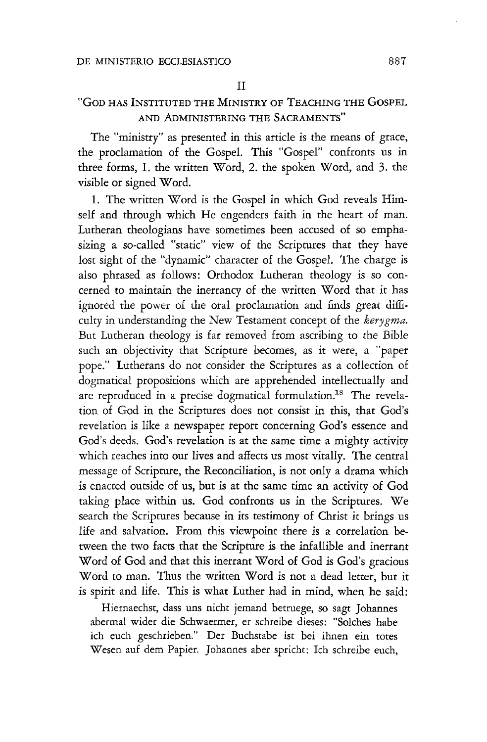## II

## "God has Instituted the Ministry of Teaching the Gospel and Administering the Sacraments"

The "ministry" as presented in this article is the means of grace, the proclamation of the Gospel. This "Gospel" confronts us in three forms, 1. the written Word, 2. the spoken Word, and 3. the visible or signed Word.

1. The written Word is the Gospel in which God reveals Himself and through which He engenders faith in the heart of man. Lutheran theologians have sometimes been accused of so emphasizing a so-called "static" view of the Scriptures that they have lost sight of the "dynamic" character of the Gospel. The charge is also phrased as follows: Orthodox Lutheran theology is so concerned to maintain the inerrancy of the written Word that it has ignored the power of the oral proclamation and finds great difficulty in understanding the New Testament concept of the *kerygma*. But Lutheran theology is far removed from ascribing to the Bible such an objectivity that Scripture becomes, as it were, a "paper pope." Lutherans do not consider the Scriptures as a collection of dogmatical propositions which are apprehended intellectually and are reproduced in a precise dogmatical formulation.[18] The revelation of God in the Scriptures does not consist in this, that God's revelation is like a newspaper report concerning God's essence and God's deeds. God's revelation is at the same time a mighty activity which reaches into our lives and affects us most vitally. The central message of Scripture, the Reconciliation, is not only a drama which is enacted outside of us, but is at the same time an activity of God taking place within us. God confronts us in the Scriptures. We search the Scriptures because in its testimony of Christ it brings us life and salvation. From this viewpoint there is a correlation between the two facts that the Scripture is the infallible and inerrant Word of God and that this inerrant Word of God is God's gracious Word to man. Thus the written Word is not a dead letter, but it is spirit and life. This is what Luther had in mind, when he said:

> Hiernaechst, dass uns nicht jemand betruege, so sagt Johannes abermal wider die Schwaermer, er schreibe dieses: "Solches habe ich euch geschrieben." Der Buchstabe ist bei ihnen ein totes Wesen auf dem Papier. Johannes aber spricht: Ich schreibe euch,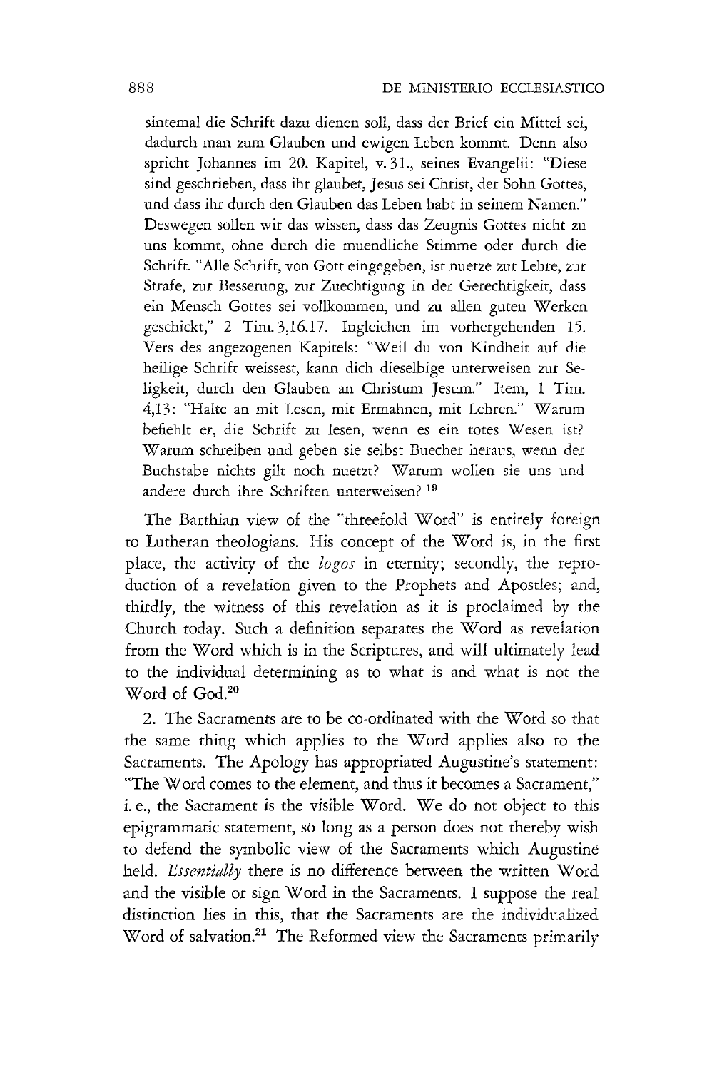sintemal die Schrift dazu dienen soll, dass der Brief ein Mittel sei, dadurch man zum Glauben und ewigen Leben kommt. Denn also spricht Johannes im 20. Kapitel, v. 31., seines Evangelii: "Diese sind geschrieben, dass ihr glaubet, Jesus sei Christ, der Sohn Gottes, und dass ihr durch den Glauben das Leben habt in seinem Namen." Deswegen sollen wir das wissen, dass das Zeugnis Gottes nicht zu uns kommt, ohne durch die muendliche Stimme oder durch die Schrift. "Alle Schrift, von Gott eingegeben, ist nuetze zur Lehre, zur Strafe, zur Besserung, zur Zuechtigung in der Gerechtigkeit, dass ein Mensch Gottes sei vollkommen, und zu allen guten Werken geschickt," 2 Tim. 3,16.17. Ingleichen im vorhergehenden 15. Vers des angezogenen Kapitels: "Weil du von Kindheit auf die heilige Schrift weissest, kann dich dieselbige unterweisen zur Seligkeit, durch den Glauben an Christum Jesum." Item, 1 Tim. 4,13: "Halte an mit Lesen, mit Ermahnen, mit Lehren." Warum befiehlt er, die Schrift zu lesen, wenn es ein totes Wesen ist? Warum schreiben und geben sie selbst Buecher heraus, wenn der Buchstabe nichts gilt noch nuetzt? Warum wollen sie uns und andere durch ihre Schriften unterweisen? [19]

The Barthian view of the "threefold Word" is entirely foreign to Lutheran theologians. His concept of the Word is, in the first place, the activity of the *logos* in eternity; secondly, the reproduction of a revelation given to the Prophets and Apostles; and, thirdly, the witness of this revelation as it is proclaimed by the Church today. Such a definition separates the Word as revelation from the Word which is in the Scriptures, and will ultimately lead to the individual determining as to what is and what is not the Word of God.[20]

2. The Sacraments are to be co-ordinated with the Word so that the same thing which applies to the Word applies also to the Sacraments. The Apology has appropriated Augustine's statement: "The Word comes to the element, and thus it becomes a Sacrament," i. e., the Sacrament is the visible Word. We do not object to this epigrammatic statement, so long as a person does not thereby wish to defend the symbolic view of the Sacraments which Augustine held. *Essentially* there is no difference between the written Word and the visible or sign Word in the Sacraments. I suppose the real distinction lies in this, that the Sacraments are the individualized Word of salvation.[21] The Reformed view the Sacraments primarily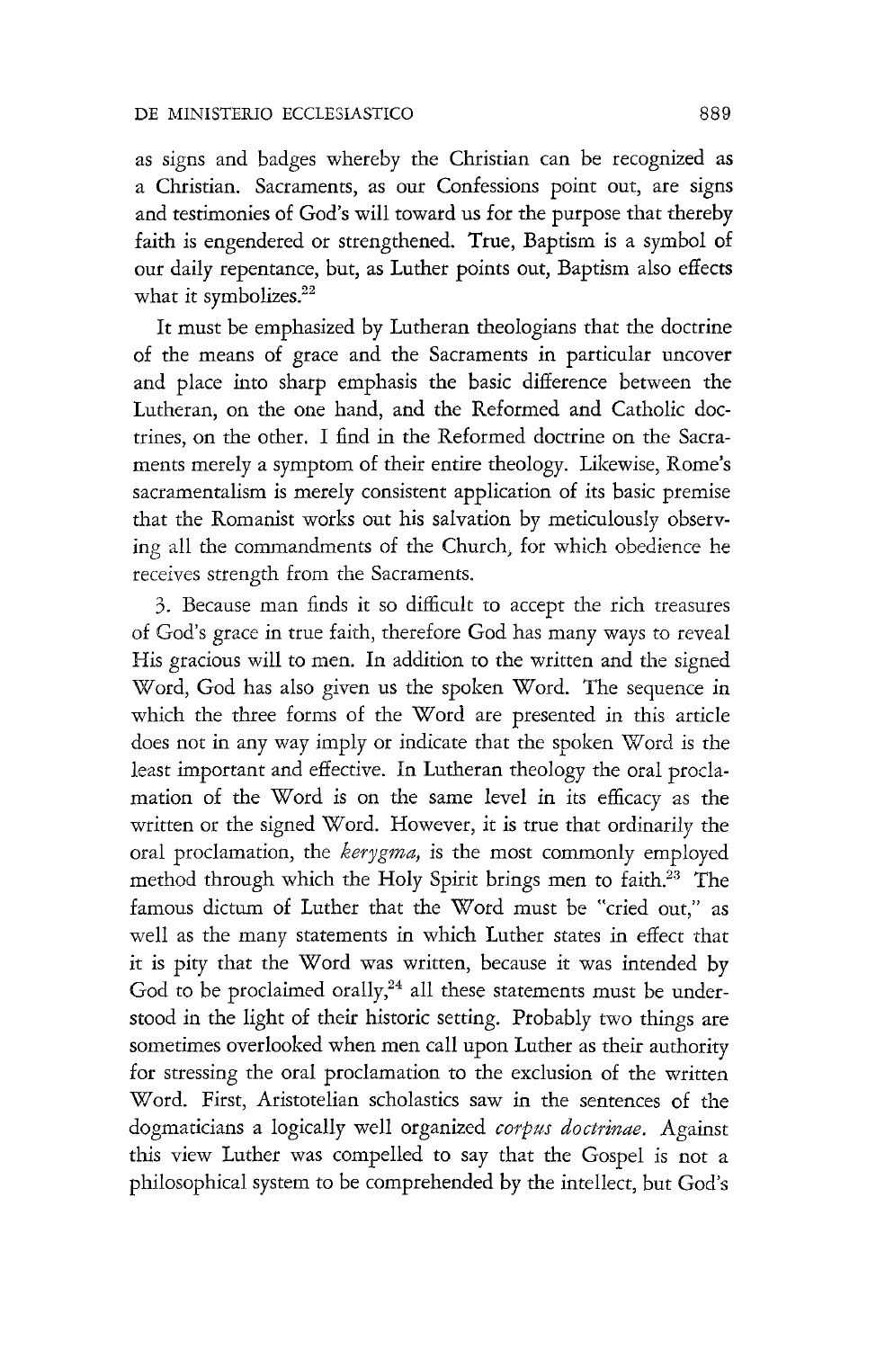as signs and badges whereby the Christian can be recognized as a Christian. Sacraments, as our Confessions point out, are signs and testimonies of God's will toward us for the purpose that thereby faith is engendered or strengthened. True, Baptism is a symbol of our daily repentance, but, as Luther points out, Baptism also effects what it symbolizes.[22]

It must be emphasized by Lutheran theologians that the doctrine of the means of grace and the Sacraments in particular uncover and place into sharp emphasis the basic difference between the Lutheran, on the one hand, and the Reformed and Catholic doctrines, on the other. I find in the Reformed doctrine on the Sacraments merely a symptom of their entire theology. Likewise, Rome's sacramentalism is merely consistent application of its basic premise that the Romanist works out his salvation by meticulously observing all the commandments of the Church, for which obedience he receives strength from the Sacraments.

3. Because man finds it so difficult to accept the rich treasures of God's grace in true faith, therefore God has many ways to reveal His gracious will to men. In addition to the written and the signed Word, God has also given us the spoken Word. The sequence in which the three forms of the Word are presented in this article does not in any way imply or indicate that the spoken Word is the least important and effective. In Lutheran theology the oral proclamation of the Word is on the same level in its efficacy as the written or the signed Word. However, it is true that ordinarily the oral proclamation, the *kerygma,* is the most commonly employed method through which the Holy Spirit brings men to faith.[23] The famous dictum of Luther that the Word must be "cried out," as well as the many statements in which Luther states in effect that it is pity that the Word was written, because it was intended by God to be proclaimed orally,[24] all these statements must be understood in the light of their historic setting. Probably two things are sometimes overlooked when men call upon Luther as their authority for stressing the oral proclamation to the exclusion of the written Word. First, Aristotelian scholastics saw in the sentences of the dogmaticians a logically well organized *corpus doctrinae.* Against this view Luther was compelled to say that the Gospel is not a philosophical system to be comprehended by the intellect, but God's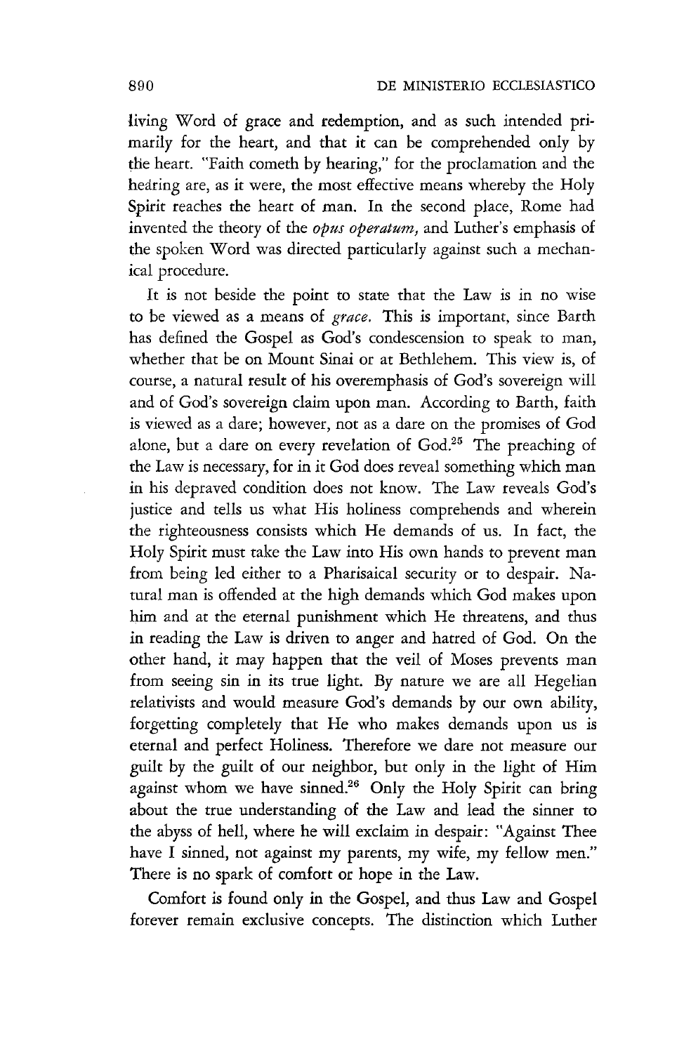living Word of grace and redemption, and as such intended primarily for the heart, and that it can be comprehended only by the heart. "Faith cometh by hearing," for the proclamation and the hearing are, as it were, the most effective means whereby the Holy Spirit reaches the heart of man. In the second place, Rome had invented the theory of the *opus operatum,* and Luther's emphasis of the spoken Word was directed particularly against such a mechanical procedure.

It is not beside the point to state that the Law is in no wise to be viewed as a means of *grace.* This is important, since Barth has defined the Gospel as God's condescension to speak to man, whether that be on Mount Sinai or at Bethlehem. This view is, of course, a natural result of his overemphasis of God's sovereign will and of God's sovereign claim upon man. According to Barth, faith is viewed as a dare; however, not as a dare on the promises of God alone, but a dare on every revelation of God.[25] The preaching of the Law is necessary, for in it God does reveal something which man in his depraved condition does not know. The Law reveals God's justice and tells us what His holiness comprehends and wherein the righteousness consists which He demands of us. In fact, the Holy Spirit must take the Law into His own hands to prevent man from being led either to a Pharisaical security or to despair. Natural man is offended at the high demands which God makes upon him and at the eternal punishment which He threatens, and thus in reading the Law is driven to anger and hatred of God. On the other hand, it may happen that the veil of Moses prevents man from seeing sin in its true light. By nature we are all Hegelian relativists and would measure God's demands by our own ability, forgetting completely that He who makes demands upon us is eternal and perfect Holiness. Therefore we dare not measure our guilt by the guilt of our neighbor, but only in the light of Him against whom we have sinned.[26] Only the Holy Spirit can bring about the true understanding of the Law and lead the sinner to the abyss of hell, where he will exclaim in despair: "Against Thee have I sinned, not against my parents, my wife, my fellow men." There is no spark of comfort or hope in the Law.

Comfort is found only in the Gospel, and thus Law and Gospel forever remain exclusive concepts. The distinction which Luther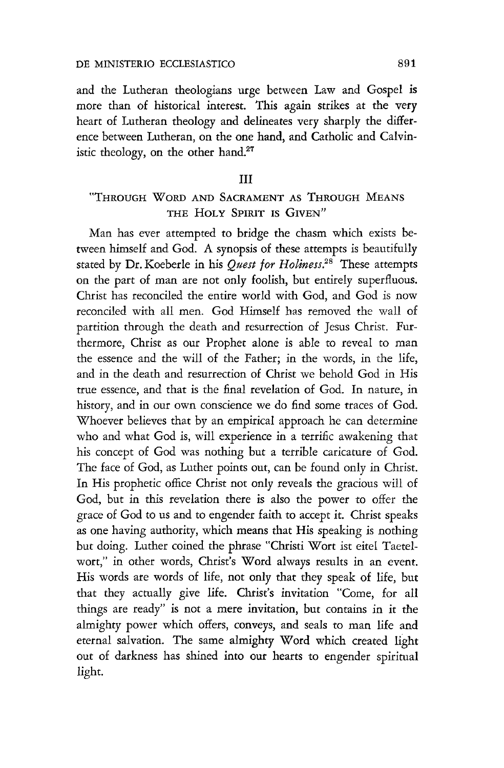and the Lutheran theologians urge between Law and Gospel is more than of historical interest. This again strikes at the very heart of Lutheran theology and delineates very sharply the difference between Lutheran, on the one hand, and Catholic and Calvinistic theology, on the other hand.[27]

## III

## "Through Word and Sacrament as Through Means the Holy Spirit is Given"

Man has ever attempted to bridge the chasm which exists between himself and God. A synopsis of these attempts is beautifully stated by Dr. Koeberle in his *Quest for Holiness*.[28] These attempts on the part of man are not only foolish, but entirely superfluous. Christ has reconciled the entire world with God, and God is now reconciled with all men. God Himself has removed the wall of partition through the death and resurrection of Jesus Christ. Furthermore, Christ as our Prophet alone is able to reveal to man the essence and the will of the Father; in the words, in the life, and in the death and resurrection of Christ we behold God in His true essence, and that is the final revelation of God. In nature, in history, and in our own conscience we do find some traces of God. Whoever believes that by an empirical approach he can determine who and what God is, will experience in a terrific awakening that his concept of God was nothing but a terrible caricature of God. The face of God, as Luther points out, can be found only in Christ. In His prophetic office Christ not only reveals the gracious will of God, but in this revelation there is also the power to offer the grace of God to us and to engender faith to accept it. Christ speaks as one having authority, which means that His speaking is nothing but doing. Luther coined the phrase "Christi Wort ist eitel Taetelwort," in other words, Christ's Word always results in an event. His words are words of life, not only that they speak of life, but that they actually give life. Christ's invitation "Come, for all things are ready" is not a mere invitation, but contains in it the almighty power which offers, conveys, and seals to man life and eternal salvation. The same almighty Word which created light out of darkness has shined into our hearts to engender spiritual light.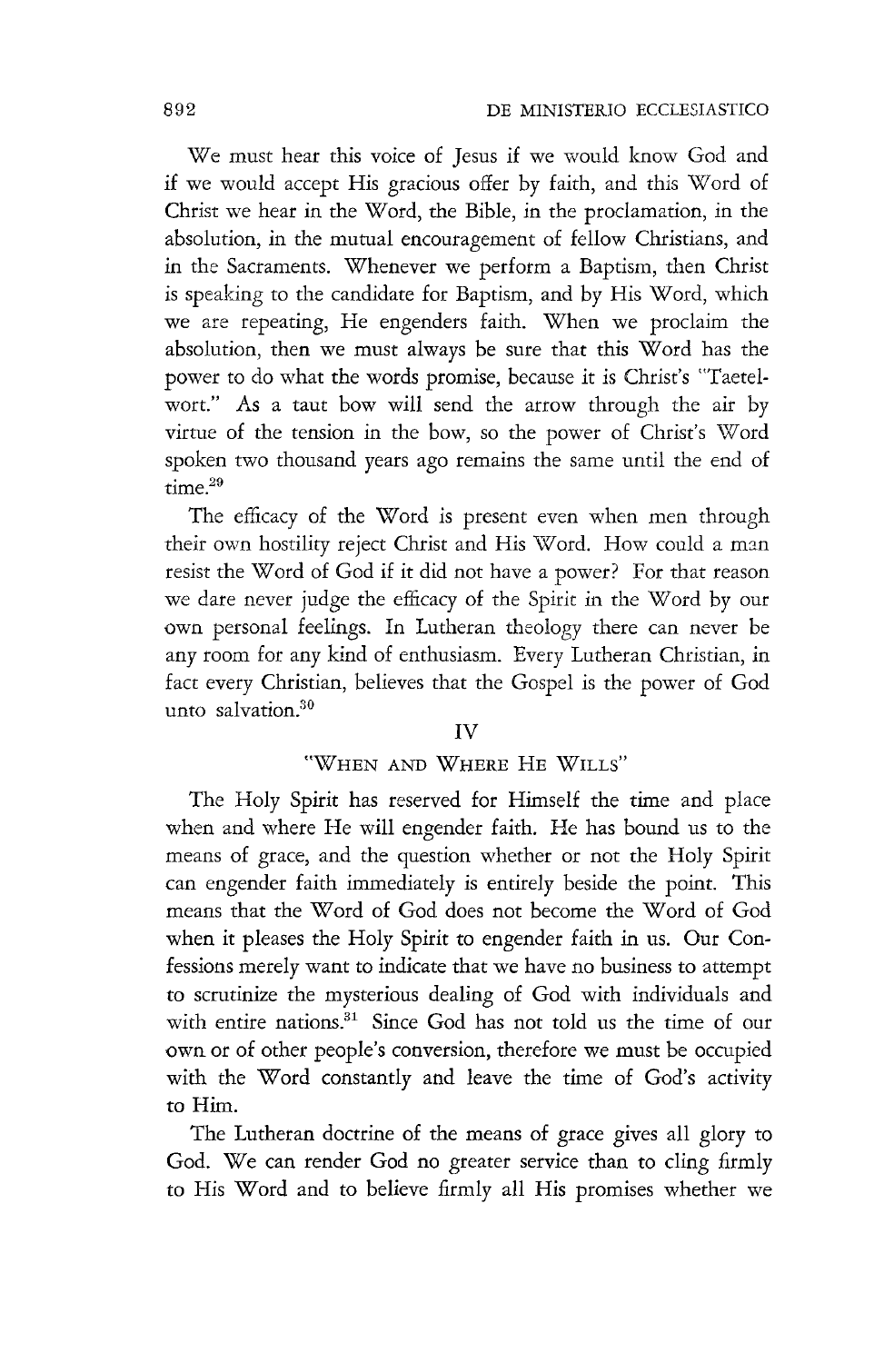We must hear this voice of Jesus if we would know God and if we would accept His gracious offer by faith, and this Word of Christ we hear in the Word, the Bible, in the proclamation, in the absolution, in the mutual encouragement of fellow Christians, and in the Sacraments. Whenever we perform a Baptism, then Christ is speaking to the candidate for Baptism, and by His Word, which we are repeating, He engenders faith. When we proclaim the absolution, then we must always be sure that this Word has the power to do what the words promise, because it is Christ's "Taetelwort." As a taut bow will send the arrow through the air by virtue of the tension in the bow, so the power of Christ's Word spoken two thousand years ago remains the same until the end of time.[29]

The efficacy of the Word is present even when men through their own hostility reject Christ and His Word. How could a man resist the Word of God if it did not have a power? For that reason we dare never judge the efficacy of the Spirit in the Word by our own personal feelings. In Lutheran theology there can never be any room for any kind of enthusiasm. Every Lutheran Christian, in fact every Christian, believes that the Gospel is the power of God unto salvation.[30]

## IV

## "When and Where He Wills"

The Holy Spirit has reserved for Himself the time and place when and where He will engender faith. He has bound us to the means of grace, and the question whether or not the Holy Spirit can engender faith immediately is entirely beside the point. This means that the Word of God does not become the Word of God when it pleases the Holy Spirit to engender faith in us. Our Confessions merely want to indicate that we have no business to attempt to scrutinize the mysterious dealing of God with individuals and with entire nations.[31] Since God has not told us the time of our own or of other people's conversion, therefore we must be occupied with the Word constantly and leave the time of God's activity to Him.

The Lutheran doctrine of the means of grace gives all glory to God. We can render God no greater service than to cling firmly to His Word and to believe firmly all His promises whether we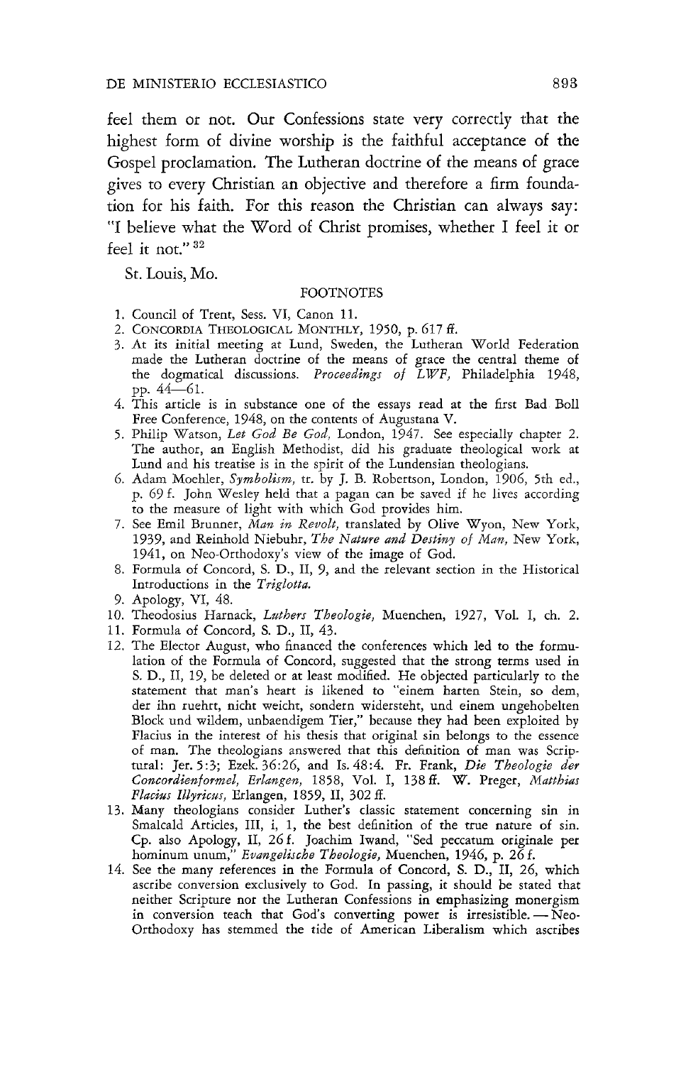feel them or not. Our Confessions state very correctly that the highest form of divine worship is the faithful acceptance of the Gospel proclamation. The Lutheran doctrine of the means of grace gives to every Christian an objective and therefore a firm foundation for his faith. For this reason the Christian can always say: "I believe what the Word of Christ promises, whether I feel it or feel it not."[32]

St. Louis, Mo.

FOOTNOTES

1. Council of Trent, Sess. VI, Canon 11.
2. CONCORDIA THEOLOGICAL MONTHLY, 1950, p. 617 ff.
3. At its initial meeting at Lund, Sweden, the Lutheran World Federation made the Lutheran doctrine of the means of grace the central theme of the dogmatical discussions. *Proceedings of LWF,* Philadelphia 1948, pp. 44—61.
4. This article is in substance one of the essays read at the first Bad Boll Free Conference, 1948, on the contents of Augustana V.
5. Philip Watson, *Let God Be God,* London, 1947. See especially chapter 2. The author, an English Methodist, did his graduate theological work at Lund and his treatise is in the spirit of the Lundensian theologians.
6. Adam Moehler, *Symbolism,* tr. by J. B. Robertson, London, 1906, 5th ed., p. 69 f. John Wesley held that a pagan can be saved if he lives according to the measure of light with which God provides him.
7. See Emil Brunner, *Man in Revolt,* translated by Olive Wyon, New York, 1939, and Reinhold Niebuhr, *The Nature and Destiny of Man,* New York, 1941, on Neo-Orthodoxy's view of the image of God.
8. Formula of Concord, S. D., II, 9, and the relevant section in the Historical Introductions in the *Triglotta.*
9. Apology, VI, 48.
10. Theodosius Harnack, *Luthers Theologie,* Muenchen, 1927, Vol. I, ch. 2.
11. Formula of Concord, S. D., II, 43.
12. The Elector August, who financed the conferences which led to the formulation of the Formula of Concord, suggested that the strong terms used in S. D., II, 19, be deleted or at least modified. He objected particularly to the statement that man's heart is likened to "einem harten Stein, so dem, der ihn ruehrt, nicht weicht, sondern widersteht, und einem ungehobelten Block und wildem, unbaendigem Tier," because they had been exploited by Flacius in the interest of his thesis that original sin belongs to the essence of man. The theologians answered that this definition of man was Scriptural: Jer. 5:3; Ezek. 36:26, and Is. 48:4. Fr. Frank, *Die Theologie der Concordienformel, Erlangen,* 1858, Vol. I, 138 ff. W. Preger, *Matthias Flacius Illyricus,* Erlangen, 1859, II, 302 ff.
13. Many theologians consider Luther's classic statement concerning sin in Smalcald Articles, III, i, 1, the best definition of the true nature of sin. Cp. also Apology, II, 26 f. Joachim Iwand, "Sed peccatum originale per hominum unum," *Evangelische Theologie,* Muenchen, 1946, p. 26 f.
14. See the many references in the Formula of Concord, S. D., II, 26, which ascribe conversion exclusively to God. In passing, it should be stated that neither Scripture nor the Lutheran Confessions in emphasizing monergism in conversion teach that God's converting power is irresistible. — Neo-Orthodoxy has stemmed the tide of American Liberalism which ascribes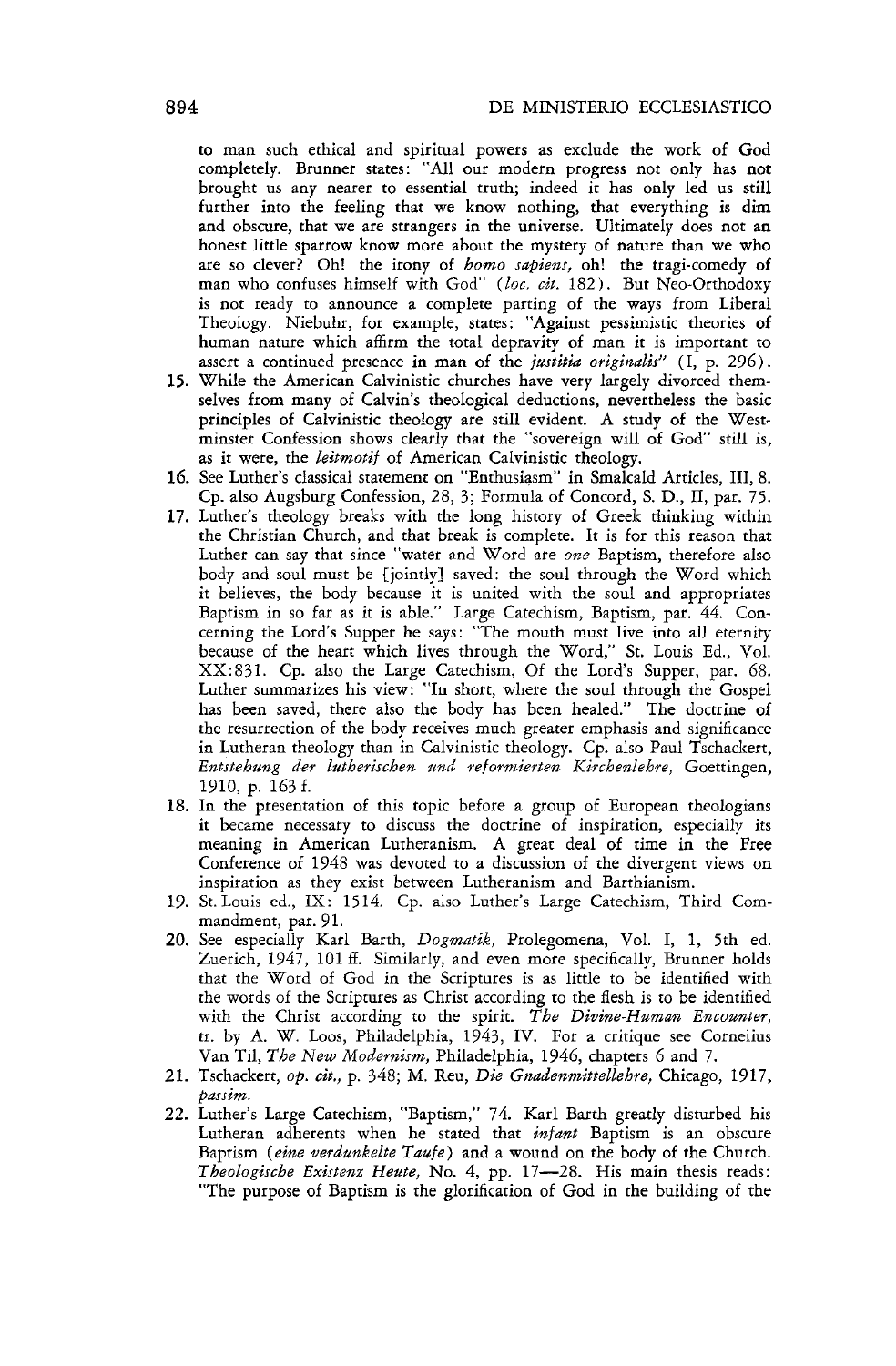to man such ethical and spiritual powers as exclude the work of God completely. Brunner states: "All our modern progress not only has not brought us any nearer to essential truth; indeed it has only led us still further into the feeling that we know nothing, that everything is dim and obscure, that we are strangers in the universe. Ultimately does not an honest little sparrow know more about the mystery of nature than we who are so clever? Oh! the irony of *homo sapiens,* oh! the tragi-comedy of man who confuses himself with God" (*loc. cit.* 182). But Neo-Orthodoxy is not ready to announce a complete parting of the ways from Liberal Theology. Niebuhr, for example, states: "Against pessimistic theories of human nature which affirm the total depravity of man it is important to assert a continued presence in man of the *justitia originalis*" (I, p. 296).

15. While the American Calvinistic churches have very largely divorced themselves from many of Calvin's theological deductions, nevertheless the basic principles of Calvinistic theology are still evident. A study of the Westminster Confession shows clearly that the "sovereign will of God" still is, as it were, the *leitmotif* of American Calvinistic theology.
16. See Luther's classical statement on "Enthusiasm" in Smalcald Articles, III, 8. Cp. also Augsburg Confession, 28, 3; Formula of Concord, S. D., II, par. 75.
17. Luther's theology breaks with the long history of Greek thinking within the Christian Church, and that break is complete. It is for this reason that Luther can say that since "water and Word are *one* Baptism, therefore also body and soul must be [jointly] saved: the soul through the Word which it believes, the body because it is united with the soul and appropriates Baptism in so far as it is able." Large Catechism, Baptism, par. 44. Concerning the Lord's Supper he says: "The mouth must live into all eternity because of the heart which lives through the Word," St. Louis Ed., Vol. XX:831. Cp. also the Large Catechism, Of the Lord's Supper, par. 68. Luther summarizes his view: "In short, where the soul through the Gospel has been saved, there also the body has been healed." The doctrine of the resurrection of the body receives much greater emphasis and significance in Lutheran theology than in Calvinistic theology. Cp. also Paul Tschackert, *Entstehung der lutherischen und reformierten Kirchenlehre,* Goettingen, 1910, p. 163 f.
18. In the presentation of this topic before a group of European theologians it became necessary to discuss the doctrine of inspiration, especially its meaning in American Lutheranism. A great deal of time in the Free Conference of 1948 was devoted to a discussion of the divergent views on inspiration as they exist between Lutheranism and Barthianism.
19. St. Louis ed., IX: 1514. Cp. also Luther's Large Catechism, Third Commandment, par. 91.
20. See especially Karl Barth, *Dogmatik,* Prolegomena, Vol. I, 1, 5th ed. Zuerich, 1947, 101 ff. Similarly, and even more specifically, Brunner holds that the Word of God in the Scriptures is as little to be identified with the words of the Scriptures as Christ according to the flesh is to be identified with the Christ according to the spirit. *The Divine-Human Encounter,* tr. by A. W. Loos, Philadelphia, 1943, IV. For a critique see Cornelius Van Til, *The New Modernism,* Philadelphia, 1946, chapters 6 and 7.
21. Tschackert, *op. cit.,* p. 348; M. Reu, *Die Gnadenmittellehre,* Chicago, 1917, *passim.*
22. Luther's Large Catechism, "Baptism," 74. Karl Barth greatly disturbed his Lutheran adherents when he stated that *infant* Baptism is an obscure Baptism (*eine verdunkelte Taufe*) and a wound on the body of the Church. *Theologische Existenz Heute,* No. 4, pp. 17—28. His main thesis reads: "The purpose of Baptism is the glorification of God in the building of the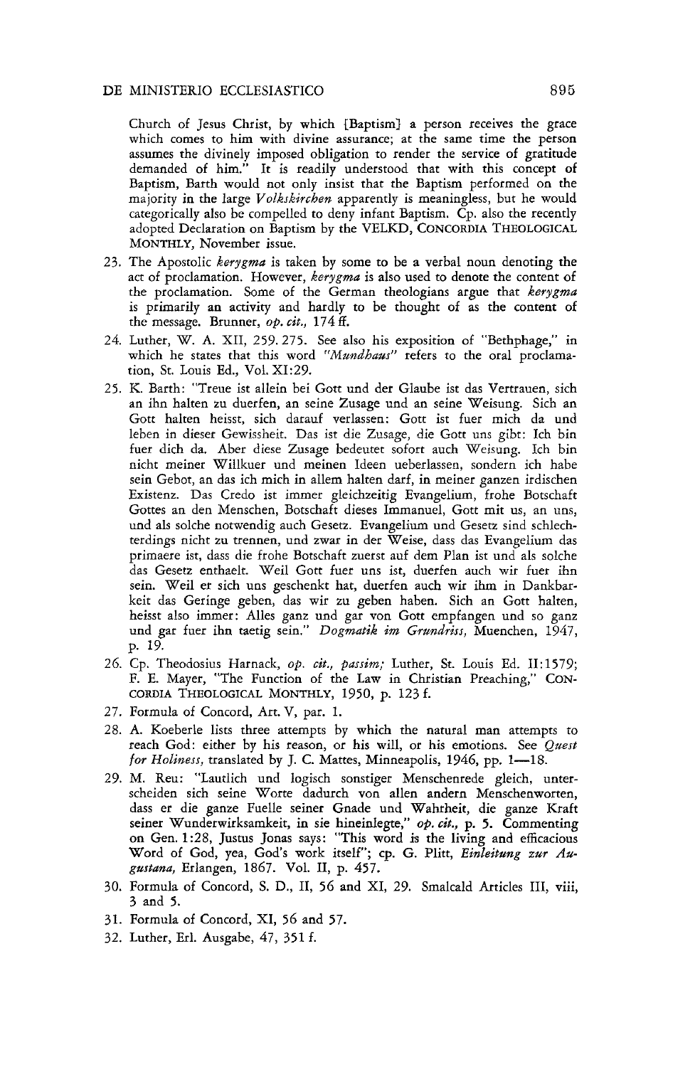Church of Jesus Christ, by which [Baptism] a person receives the grace which comes to him with divine assurance; at the same time the person assumes the divinely imposed obligation to render the service of gratitude demanded of him." It is readily understood that with this concept of Baptism, Barth would not only insist that the Baptism performed on the majority in the large *Volkskirchen* apparently is meaningless, but he would categorically also be compelled to deny infant Baptism. Cp. also the recently adopted Declaration on Baptism by the VELKD, CONCORDIA THEOLOGICAL MONTHLY, November issue.

23. The Apostolic *kerygma* is taken by some to be a verbal noun denoting the act of proclamation. However, *kerygma* is also used to denote the content of the proclamation. Some of the German theologians argue that *kerygma* is primarily an activity and hardly to be thought of as the content of the message. Brunner, *op. cit.,* 174 ff.
24. Luther, W. A. XII, 259. 275. See also his exposition of "Bethphage," in which he states that this word *"Mundhaus"* refers to the oral proclamation, St. Louis Ed., Vol. XI:29.
25. K. Barth: "Treue ist allein bei Gott und der Glaube ist das Vertrauen, sich an ihn halten zu duerfen, an seine Zusage und an seine Weisung. Sich an Gott halten heisst, sich darauf verlassen: Gott ist fuer mich da und leben in dieser Gewissheit. Das ist die Zusage, die Gott uns gibt: Ich bin fuer dich da. Aber diese Zusage bedeutet sofort auch Weisung. Ich bin nicht meiner Willkuer und meinen Ideen ueberlassen, sondern ich habe sein Gebot, an das ich mich in allem halten darf, in meiner ganzen irdischen Existenz. Das Credo ist immer gleichzeitig Evangelium, frohe Botschaft Gottes an den Menschen, Botschaft dieses Immanuel, Gott mit us, an uns, und als solche notwendig auch Gesetz. Evangelium und Gesetz sind schlechterdings nicht zu trennen, und zwar in der Weise, dass das Evangelium das primaere ist, dass die frohe Botschaft zuerst auf dem Plan ist und als solche das Gesetz enthaelt. Weil Gott fuer uns ist, duerfen auch wir fuer ihn sein. Weil er sich uns geschenkt hat, duerfen auch wir ihm in Dankbarkeit das Geringe geben, das wir zu geben haben. Sich an Gott halten, heisst also immer: Alles ganz und gar von Gott empfangen und so ganz und gar fuer ihn taetig sein." *Dogmatik im Grundriss,* Muenchen, 1947, p. 19.
26. Cp. Theodosius Harnack, *op. cit., passim;* Luther, St. Louis Ed. II:1579; F. E. Mayer, "The Function of the Law in Christian Preaching," CONCORDIA THEOLOGICAL MONTHLY, 1950, p. 123 f.
27. Formula of Concord, Art. V, par. 1.
28. A. Koeberle lists three attempts by which the natural man attempts to reach God: either by his reason, or his will, or his emotions. See *Quest for Holiness,* translated by J. C. Mattes, Minneapolis, 1946, pp. 1—18.
29. M. Reu: "Lautlich und logisch sonstiger Menschenrede gleich, unterscheiden sich seine Worte dadurch von allen andern Menschenworten, dass er die ganze Fuelle seiner Gnade und Wahrheit, die ganze Kraft seiner Wunderwirksamkeit, in sie hineinlegte," *op. cit.,* p. 5. Commenting on Gen. 1:28, Justus Jonas says: "This word is the living and efficacious Word of God, yea, God's work itself"; cp. G. Plitt, *Einleitung zur Augustana,* Erlangen, 1867. Vol. II, p. 457.
30. Formula of Concord, S. D., II, 56 and XI, 29. Smalcald Articles III, viii, 3 and 5.
31. Formula of Concord, XI, 56 and 57.
32. Luther, Erl. Ausgabe, 47, 351 f.